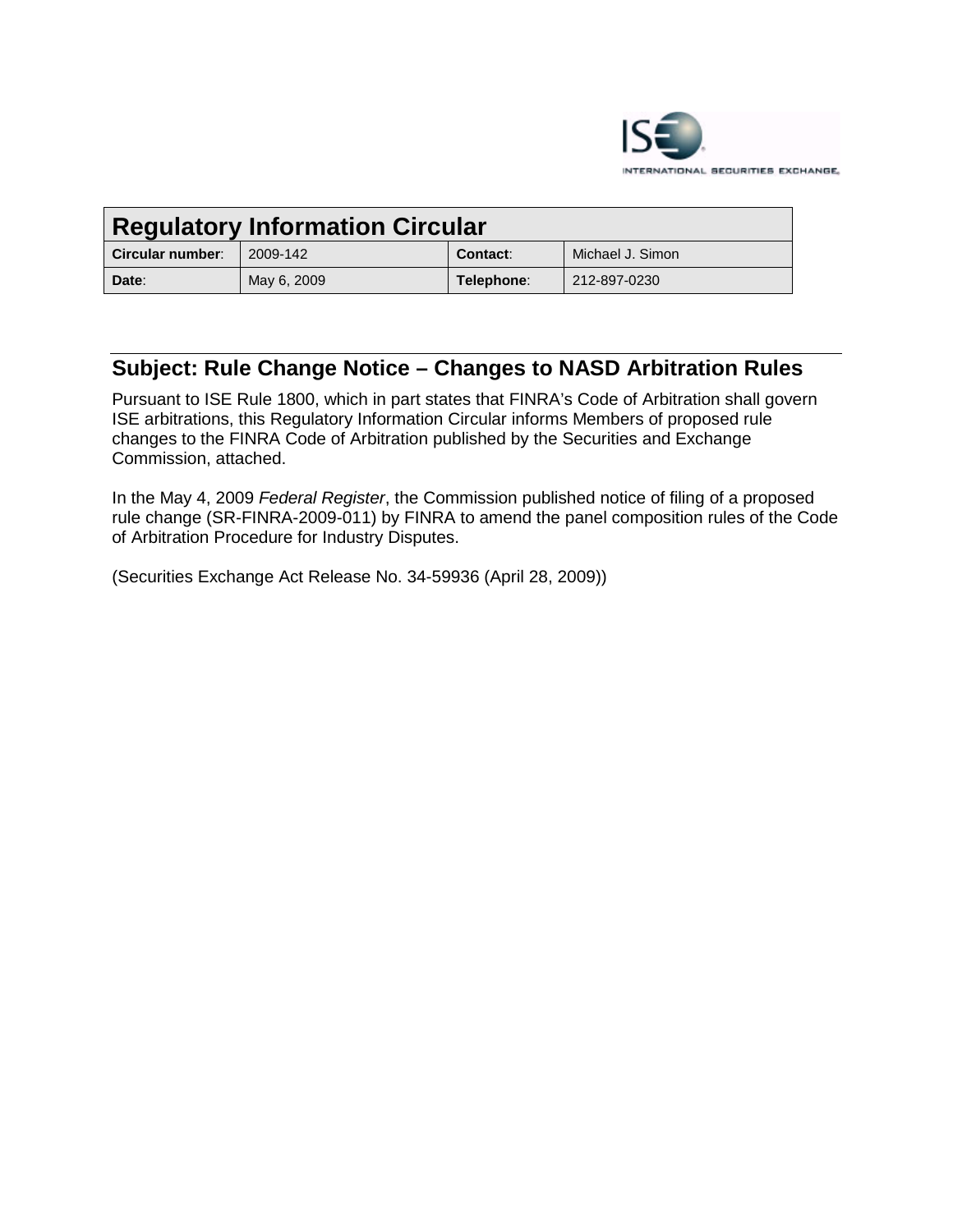# Regulatory Information Circular

| | | | |
|---|---|---|---|
| **Circular number**: | 2009-142 | **Contact**: | Michael J. Simon |
| **Date**: | May 6, 2009 | **Telephone**: | 212-897-0230 |

## Subject: Rule Change Notice – Changes to NASD Arbitration Rules

Pursuant to ISE Rule 1800, which in part states that FINRA's Code of Arbitration shall govern ISE arbitrations, this Regulatory Information Circular informs Members of proposed rule changes to the FINRA Code of Arbitration published by the Securities and Exchange Commission, attached.

In the May 4, 2009 *Federal Register*, the Commission published notice of filing of a proposed rule change (SR-FINRA-2009-011) by FINRA to amend the panel composition rules of the Code of Arbitration Procedure for Industry Disputes.

(Securities Exchange Act Release No. 34-59936 (April 28, 2009))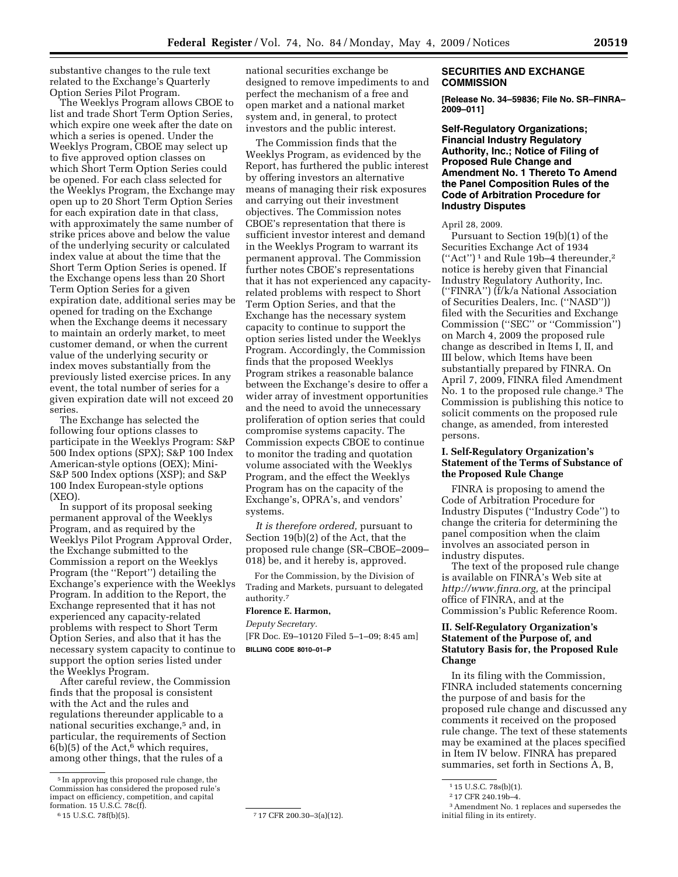substantive changes to the rule text related to the Exchange's Quarterly Option Series Pilot Program.

The Weeklys Program allows CBOE to list and trade Short Term Option Series, which expire one week after the date on which a series is opened. Under the Weeklys Program, CBOE may select up to five approved option classes on which Short Term Option Series could be opened. For each class selected for the Weeklys Program, the Exchange may open up to 20 Short Term Option Series for each expiration date in that class, with approximately the same number of strike prices above and below the value of the underlying security or calculated index value at about the time that the Short Term Option Series is opened. If the Exchange opens less than 20 Short Term Option Series for a given expiration date, additional series may be opened for trading on the Exchange when the Exchange deems it necessary to maintain an orderly market, to meet customer demand, or when the current value of the underlying security or index moves substantially from the previously listed exercise prices. In any event, the total number of series for a given expiration date will not exceed 20 series.

The Exchange has selected the following four options classes to participate in the Weeklys Program: S&P 500 Index options (SPX); S&P 100 Index American-style options (OEX); Mini-S&P 500 Index options (XSP); and S&P 100 Index European-style options (XEO).

In support of its proposal seeking permanent approval of the Weeklys Program, and as required by the Weeklys Pilot Program Approval Order, the Exchange submitted to the Commission a report on the Weeklys Program (the ''Report'') detailing the Exchange's experience with the Weeklys Program. In addition to the Report, the Exchange represented that it has not experienced any capacity-related problems with respect to Short Term Option Series, and also that it has the necessary system capacity to continue to support the option series listed under the Weeklys Program.

After careful review, the Commission finds that the proposal is consistent with the Act and the rules and regulations thereunder applicable to a national securities exchange,[5] and, in particular, the requirements of Section 6(b)(5) of the Act,[6] which requires, among other things, that the rules of a national securities exchange be designed to remove impediments to and perfect the mechanism of a free and open market and a national market system and, in general, to protect investors and the public interest.

The Commission finds that the Weeklys Program, as evidenced by the Report, has furthered the public interest by offering investors an alternative means of managing their risk exposures and carrying out their investment objectives. The Commission notes CBOE's representation that there is sufficient investor interest and demand in the Weeklys Program to warrant its permanent approval. The Commission further notes CBOE's representations that it has not experienced any capacity-related problems with respect to Short Term Option Series, and that the Exchange has the necessary system capacity to continue to support the option series listed under the Weeklys Program. Accordingly, the Commission finds that the proposed Weeklys Program strikes a reasonable balance between the Exchange's desire to offer a wider array of investment opportunities and the need to avoid the unnecessary proliferation of option series that could compromise systems capacity. The Commission expects CBOE to continue to monitor the trading and quotation volume associated with the Weeklys Program, and the effect the Weeklys Program has on the capacity of the Exchange's, OPRA's, and vendors' systems.

*It is therefore ordered,* pursuant to Section 19(b)(2) of the Act, that the proposed rule change (SR–CBOE–2009–018) be, and it hereby is, approved.

For the Commission, by the Division of Trading and Markets, pursuant to delegated authority.[7]

**Florence E. Harmon,**

*Deputy Secretary.*

[FR Doc. E9–10120 Filed 5–1–09; 8:45 am]

**BILLING CODE 8010–01–P**

[5] In approving this proposed rule change, the Commission has considered the proposed rule's impact on efficiency, competition, and capital formation. 15 U.S.C. 78c(f).

[6] 15 U.S.C. 78f(b)(5).

[7] 17 CFR 200.30–3(a)(12).

## SECURITIES AND EXCHANGE COMMISSION

**[Release No. 34–59836; File No. SR–FINRA–2009–011]**

### Self-Regulatory Organizations; Financial Industry Regulatory Authority, Inc.; Notice of Filing of Proposed Rule Change and Amendment No. 1 Thereto To Amend the Panel Composition Rules of the Code of Arbitration Procedure for Industry Disputes

April 28, 2009.

Pursuant to Section 19(b)(1) of the Securities Exchange Act of 1934 (''Act'')[1] and Rule 19b–4 thereunder,[2] notice is hereby given that Financial Industry Regulatory Authority, Inc. (''FINRA'') (f/k/a National Association of Securities Dealers, Inc. (''NASD'')) filed with the Securities and Exchange Commission (''SEC'' or ''Commission'') on March 4, 2009 the proposed rule change as described in Items I, II, and III below, which Items have been substantially prepared by FINRA. On April 7, 2009, FINRA filed Amendment No. 1 to the proposed rule change.[3] The Commission is publishing this notice to solicit comments on the proposed rule change, as amended, from interested persons.

#### I. Self-Regulatory Organization's Statement of the Terms of Substance of the Proposed Rule Change

FINRA is proposing to amend the Code of Arbitration Procedure for Industry Disputes (''Industry Code'') to change the criteria for determining the panel composition when the claim involves an associated person in industry disputes.

The text of the proposed rule change is available on FINRA's Web site at *http://www.finra.org,* at the principal office of FINRA, and at the Commission's Public Reference Room.

#### II. Self-Regulatory Organization's Statement of the Purpose of, and Statutory Basis for, the Proposed Rule Change

In its filing with the Commission, FINRA included statements concerning the purpose of and basis for the proposed rule change and discussed any comments it received on the proposed rule change. The text of these statements may be examined at the places specified in Item IV below. FINRA has prepared summaries, set forth in Sections A, B,

[1] 15 U.S.C. 78s(b)(1).

[2] 17 CFR 240.19b–4.

[3] Amendment No. 1 replaces and supersedes the initial filing in its entirety.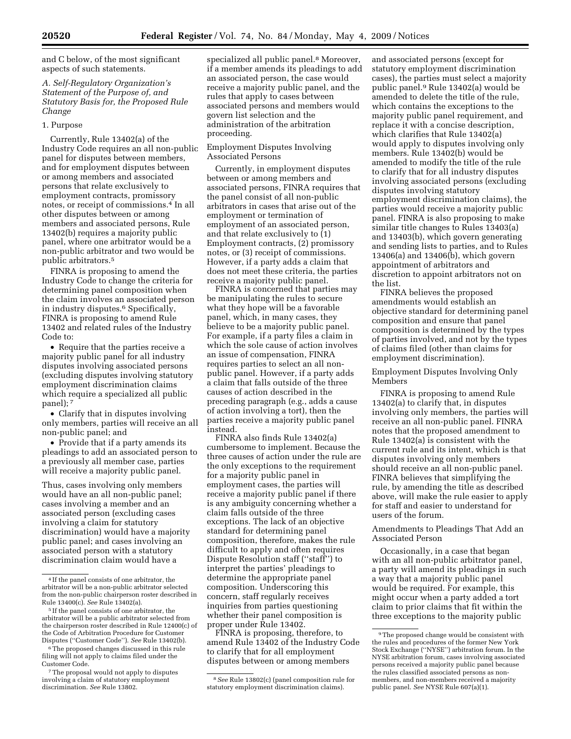and C below, of the most significant aspects of such statements.

### *A. Self-Regulatory Organization's Statement of the Purpose of, and Statutory Basis for, the Proposed Rule Change*

1. Purpose

Currently, Rule 13402(a) of the Industry Code requires an all non-public panel for disputes between members, and for employment disputes between or among members and associated persons that relate exclusively to employment contracts, promissory notes, or receipt of commissions.[4] In all other disputes between or among members and associated persons, Rule 13402(b) requires a majority public panel, where one arbitrator would be a non-public arbitrator and two would be public arbitrators.[5]

FINRA is proposing to amend the Industry Code to change the criteria for determining panel composition when the claim involves an associated person in industry disputes.[6] Specifically, FINRA is proposing to amend Rule 13402 and related rules of the Industry Code to:

- Require that the parties receive a majority public panel for all industry disputes involving associated persons (excluding disputes involving statutory employment discrimination claims which require a specialized all public panel); [7]
- Clarify that in disputes involving only members, parties will receive an all non-public panel; and
- Provide that if a party amends its pleadings to add an associated person to a previously all member case, parties will receive a majority public panel.

Thus, cases involving only members would have an all non-public panel; cases involving a member and an associated person (excluding cases involving a claim for statutory discrimination) would have a majority public panel; and cases involving an associated person with a statutory discrimination claim would have a specialized all public panel.[8] Moreover, if a member amends its pleadings to add an associated person, the case would receive a majority public panel, and the rules that apply to cases between associated persons and members would govern list selection and the administration of the arbitration proceeding.

Employment Disputes Involving Associated Persons

Currently, in employment disputes between or among members and associated persons, FINRA requires that the panel consist of all non-public arbitrators in cases that arise out of the employment or termination of employment of an associated person, and that relate exclusively to (1) Employment contracts, (2) promissory notes, or (3) receipt of commissions. However, if a party adds a claim that does not meet these criteria, the parties receive a majority public panel.

FINRA is concerned that parties may be manipulating the rules to secure what they hope will be a favorable panel, which, in many cases, they believe to be a majority public panel. For example, if a party files a claim in which the sole cause of action involves an issue of compensation, FINRA requires parties to select an all non-public panel. However, if a party adds a claim that falls outside of the three causes of action described in the preceding paragraph (e.g., adds a cause of action involving a tort), then the parties receive a majority public panel instead.

FINRA also finds Rule 13402(a) cumbersome to implement. Because the three causes of action under the rule are the only exceptions to the requirement for a majority public panel in employment cases, the parties will receive a majority public panel if there is any ambiguity concerning whether a claim falls outside of the three exceptions. The lack of an objective standard for determining panel composition, therefore, makes the rule difficult to apply and often requires Dispute Resolution staff (''staff'') to interpret the parties' pleadings to determine the appropriate panel composition. Underscoring this concern, staff regularly receives inquiries from parties questioning whether their panel composition is proper under Rule 13402.

FINRA is proposing, therefore, to amend Rule 13402 of the Industry Code to clarify that for all employment disputes between or among members and associated persons (except for statutory employment discrimination cases), the parties must select a majority public panel.[9] Rule 13402(a) would be amended to delete the title of the rule, which contains the exceptions to the majority public panel requirement, and replace it with a concise description, which clarifies that Rule 13402(a) would apply to disputes involving only members. Rule 13402(b) would be amended to modify the title of the rule to clarify that for all industry disputes involving associated persons (excluding disputes involving statutory employment discrimination claims), the parties would receive a majority public panel. FINRA is also proposing to make similar title changes to Rules 13403(a) and 13403(b), which govern generating and sending lists to parties, and to Rules 13406(a) and 13406(b), which govern appointment of arbitrators and discretion to appoint arbitrators not on the list.

FINRA believes the proposed amendments would establish an objective standard for determining panel composition and ensure that panel composition is determined by the types of parties involved, and not by the types of claims filed (other than claims for employment discrimination).

Employment Disputes Involving Only Members

FINRA is proposing to amend Rule 13402(a) to clarify that, in disputes involving only members, the parties will receive an all non-public panel. FINRA notes that the proposed amendment to Rule 13402(a) is consistent with the current rule and its intent, which is that disputes involving only members should receive an all non-public panel. FINRA believes that simplifying the rule, by amending the title as described above, will make the rule easier to apply for staff and easier to understand for users of the forum.

Amendments to Pleadings That Add an Associated Person

Occasionally, in a case that began with an all non-public arbitrator panel, a party will amend its pleadings in such a way that a majority public panel would be required. For example, this might occur when a party added a tort claim to prior claims that fit within the three exceptions to the majority public

---

[4] If the panel consists of one arbitrator, the arbitrator will be a non-public arbitrator selected from the non-public chairperson roster described in Rule 13400(c). *See* Rule 13402(a).

[5] If the panel consists of one arbitrator, the arbitrator will be a public arbitrator selected from the chairperson roster described in Rule 12400(c) of the Code of Arbitration Procedure for Customer Disputes (''Customer Code''). *See* Rule 13402(b).

[6] The proposed changes discussed in this rule filing will not apply to claims filed under the Customer Code.

[7] The proposal would not apply to disputes involving a claim of statutory employment discrimination. *See* Rule 13802.

[8] *See* Rule 13802(c) (panel composition rule for statutory employment discrimination claims).

[9] The proposed change would be consistent with the rules and procedures of the former New York Stock Exchange (''NYSE'') arbitration forum. In the NYSE arbitration forum, cases involving associated persons received a majority public panel because the rules classified associated persons as non-members, and non-members received a majority public panel. *See* NYSE Rule 607(a)(1).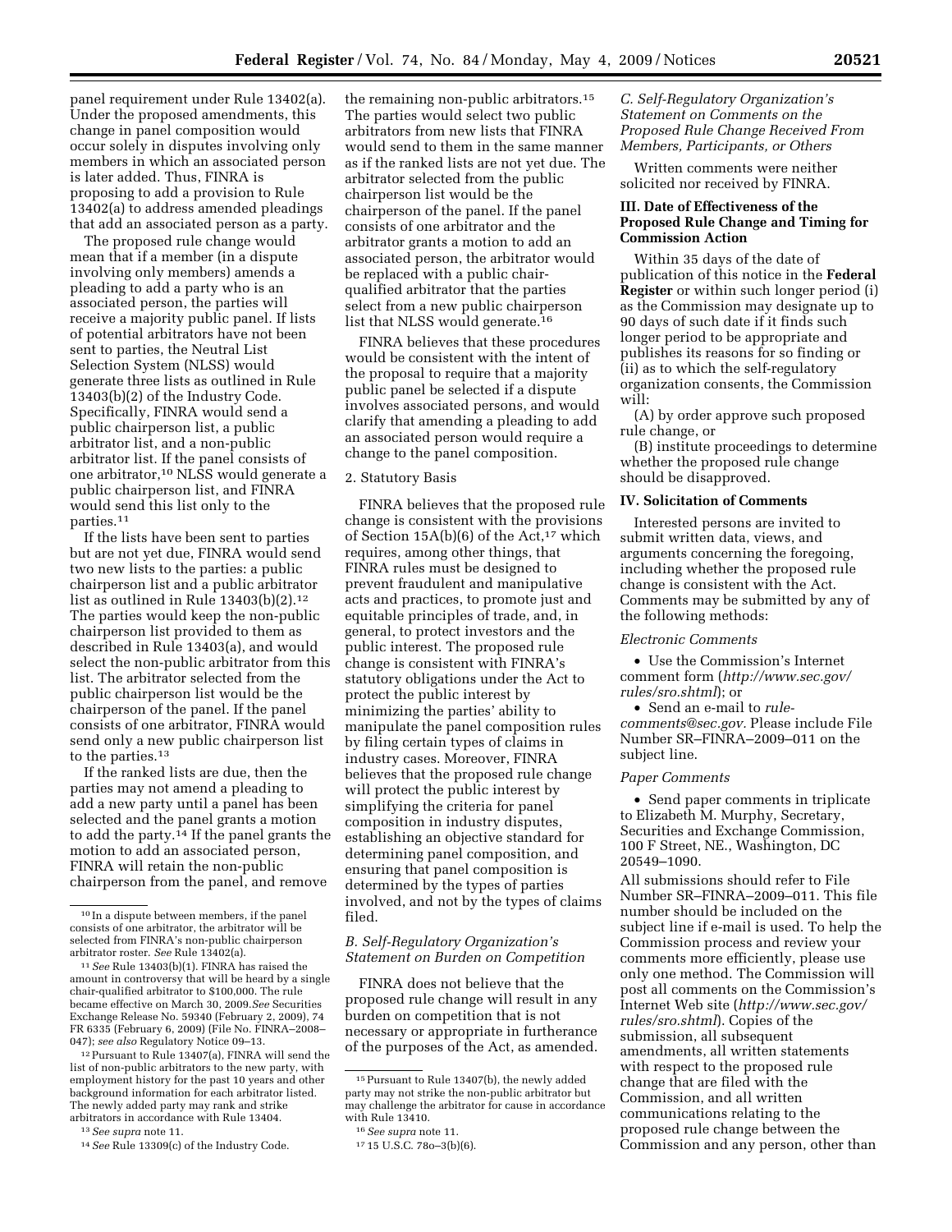panel requirement under Rule 13402(a). Under the proposed amendments, this change in panel composition would occur solely in disputes involving only members in which an associated person is later added. Thus, FINRA is proposing to add a provision to Rule 13402(a) to address amended pleadings that add an associated person as a party.

The proposed rule change would mean that if a member (in a dispute involving only members) amends a pleading to add a party who is an associated person, the parties will receive a majority public panel. If lists of potential arbitrators have not been sent to parties, the Neutral List Selection System (NLSS) would generate three lists as outlined in Rule 13403(b)(2) of the Industry Code. Specifically, FINRA would send a public chairperson list, a public arbitrator list, and a non-public arbitrator list. If the panel consists of one arbitrator,[10] NLSS would generate a public chairperson list, and FINRA would send this list only to the parties.[11]

If the lists have been sent to parties but are not yet due, FINRA would send two new lists to the parties: a public chairperson list and a public arbitrator list as outlined in Rule 13403(b)(2).[12] The parties would keep the non-public chairperson list provided to them as described in Rule 13403(a), and would select the non-public arbitrator from this list. The arbitrator selected from the public chairperson list would be the chairperson of the panel. If the panel consists of one arbitrator, FINRA would send only a new public chairperson list to the parties.[13]

If the ranked lists are due, then the parties may not amend a pleading to add a new party until a panel has been selected and the panel grants a motion to add the party.[14] If the panel grants the motion to add an associated person, FINRA will retain the non-public chairperson from the panel, and remove the remaining non-public arbitrators.[15] The parties would select two public arbitrators from new lists that FINRA would send to them in the same manner as if the ranked lists are not yet due. The arbitrator selected from the public chairperson list would be the chairperson of the panel. If the panel consists of one arbitrator and the arbitrator grants a motion to add an associated person, the arbitrator would be replaced with a public chair-qualified arbitrator that the parties select from a new public chairperson list that NLSS would generate.[16]

FINRA believes that these procedures would be consistent with the intent of the proposal to require that a majority public panel be selected if a dispute involves associated persons, and would clarify that amending a pleading to add an associated person would require a change to the panel composition.

2. Statutory Basis

FINRA believes that the proposed rule change is consistent with the provisions of Section 15A(b)(6) of the Act,[17] which requires, among other things, that FINRA rules must be designed to prevent fraudulent and manipulative acts and practices, to promote just and equitable principles of trade, and, in general, to protect investors and the public interest. The proposed rule change is consistent with FINRA's statutory obligations under the Act to protect the public interest by minimizing the parties' ability to manipulate the panel composition rules by filing certain types of claims in industry cases. Moreover, FINRA believes that the proposed rule change will protect the public interest by simplifying the criteria for panel composition in industry disputes, establishing an objective standard for determining panel composition, and ensuring that panel composition is determined by the types of parties involved, and not by the types of claims filed.

### *B. Self-Regulatory Organization's Statement on Burden on Competition*

FINRA does not believe that the proposed rule change will result in any burden on competition that is not necessary or appropriate in furtherance of the purposes of the Act, as amended.

### *C. Self-Regulatory Organization's Statement on Comments on the Proposed Rule Change Received From Members, Participants, or Others*

Written comments were neither solicited nor received by FINRA.

## III. Date of Effectiveness of the Proposed Rule Change and Timing for Commission Action

Within 35 days of the date of publication of this notice in the **Federal Register** or within such longer period (i) as the Commission may designate up to 90 days of such date if it finds such longer period to be appropriate and publishes its reasons for so finding or (ii) as to which the self-regulatory organization consents, the Commission will:

(A) by order approve such proposed rule change, or

(B) institute proceedings to determine whether the proposed rule change should be disapproved.

## IV. Solicitation of Comments

Interested persons are invited to submit written data, views, and arguments concerning the foregoing, including whether the proposed rule change is consistent with the Act. Comments may be submitted by any of the following methods:

*Electronic Comments*

- Use the Commission's Internet comment form (*http://www.sec.gov/rules/sro.shtml*); or
- Send an e-mail to *rule-comments@sec.gov.* Please include File Number SR–FINRA–2009–011 on the subject line.

*Paper Comments*

- Send paper comments in triplicate to Elizabeth M. Murphy, Secretary, Securities and Exchange Commission, 100 F Street, NE., Washington, DC 20549–1090.

All submissions should refer to File Number SR–FINRA–2009–011. This file number should be included on the subject line if e-mail is used. To help the Commission process and review your comments more efficiently, please use only one method. The Commission will post all comments on the Commission's Internet Web site (*http://www.sec.gov/rules/sro.shtml*). Copies of the submission, all subsequent amendments, all written statements with respect to the proposed rule change that are filed with the Commission, and all written communications relating to the proposed rule change between the Commission and any person, other than

---

[10] In a dispute between members, if the panel consists of one arbitrator, the arbitrator will be selected from FINRA's non-public chairperson arbitrator roster. *See* Rule 13402(a).

[11] *See* Rule 13403(b)(1). FINRA has raised the amount in controversy that will be heard by a single chair-qualified arbitrator to $100,000. The rule became effective on March 30, 2009. *See* Securities Exchange Release No. 59340 (February 2, 2009), 74 FR 6335 (February 6, 2009) (File No. FINRA–2008–047); *see also* Regulatory Notice 09–13.

[12] Pursuant to Rule 13407(a), FINRA will send the list of non-public arbitrators to the new party, with employment history for the past 10 years and other background information for each arbitrator listed. The newly added party may rank and strike arbitrators in accordance with Rule 13404.

[13] *See supra* note 11.

[14] *See* Rule 13309(c) of the Industry Code.

[15] Pursuant to Rule 13407(b), the newly added party may not strike the non-public arbitrator but may challenge the arbitrator for cause in accordance with Rule 13410.

[16] *See supra* note 11.

[17] 15 U.S.C. 78o–3(b)(6).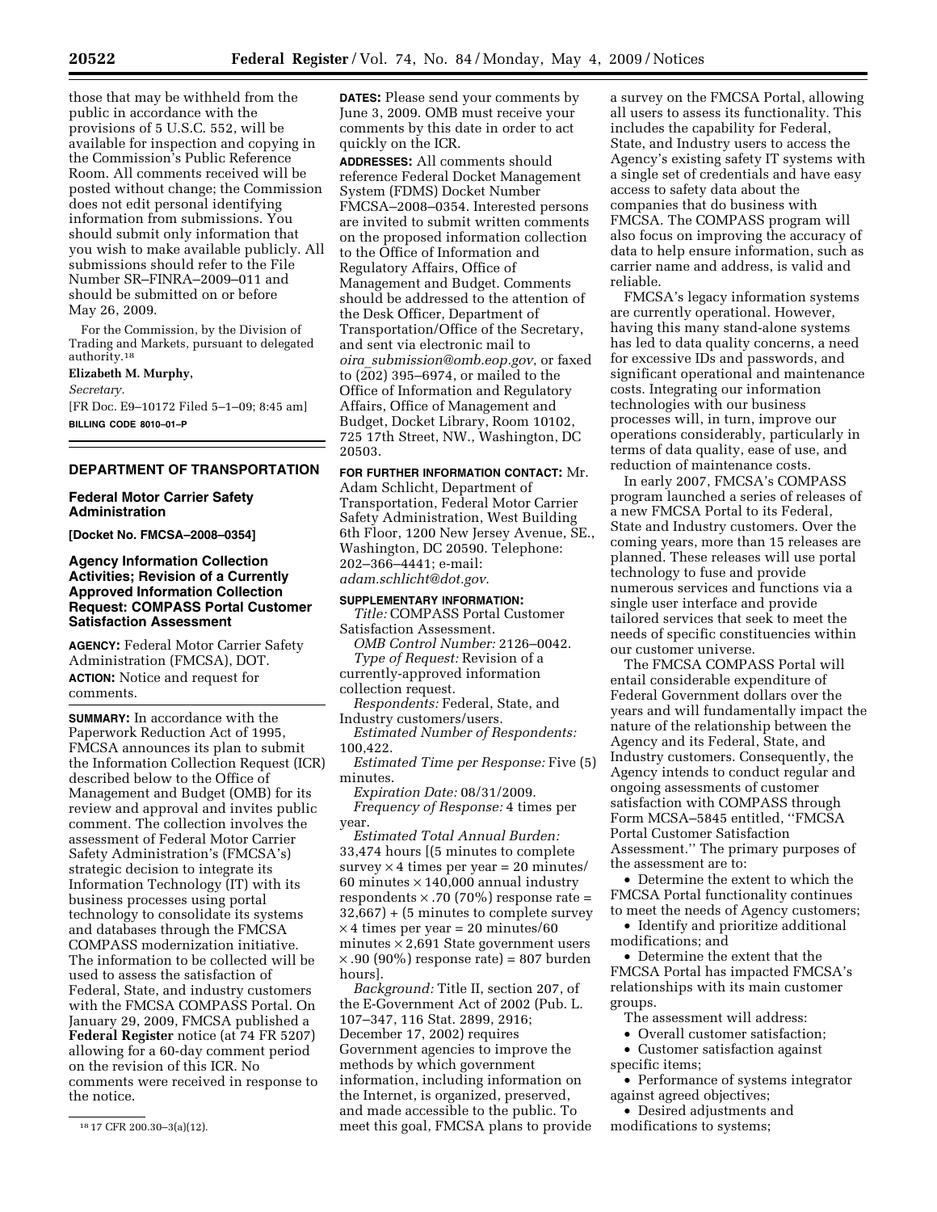those that may be withheld from the public in accordance with the provisions of 5 U.S.C. 552, will be available for inspection and copying in the Commission's Public Reference Room. All comments received will be posted without change; the Commission does not edit personal identifying information from submissions. You should submit only information that you wish to make available publicly. All submissions should refer to the File Number SR–FINRA–2009–011 and should be submitted on or before May 26, 2009.

For the Commission, by the Division of Trading and Markets, pursuant to delegated authority.[18]

**Elizabeth M. Murphy,**

*Secretary.*

[FR Doc. E9–10172 Filed 5–1–09; 8:45 am]

**BILLING CODE 8010–01–P**

[18] 17 CFR 200.30–3(a)(12).

## DEPARTMENT OF TRANSPORTATION

### Federal Motor Carrier Safety Administration

**[Docket No. FMCSA–2008–0354]**

### Agency Information Collection Activities; Revision of a Currently Approved Information Collection Request: COMPASS Portal Customer Satisfaction Assessment

**AGENCY:** Federal Motor Carrier Safety Administration (FMCSA), DOT.

**ACTION:** Notice and request for comments.

**SUMMARY:** In accordance with the Paperwork Reduction Act of 1995, FMCSA announces its plan to submit the Information Collection Request (ICR) described below to the Office of Management and Budget (OMB) for its review and approval and invites public comment. The collection involves the assessment of Federal Motor Carrier Safety Administration's (FMCSA's) strategic decision to integrate its Information Technology (IT) with its business processes using portal technology to consolidate its systems and databases through the FMCSA COMPASS modernization initiative. The information to be collected will be used to assess the satisfaction of Federal, State, and industry customers with the FMCSA COMPASS Portal. On January 29, 2009, FMCSA published a **Federal Register** notice (at 74 FR 5207) allowing for a 60-day comment period on the revision of this ICR. No comments were received in response to the notice.

**DATES:** Please send your comments by June 3, 2009. OMB must receive your comments by this date in order to act quickly on the ICR.

**ADDRESSES:** All comments should reference Federal Docket Management System (FDMS) Docket Number FMCSA–2008–0354. Interested persons are invited to submit written comments on the proposed information collection to the Office of Information and Regulatory Affairs, Office of Management and Budget. Comments should be addressed to the attention of the Desk Officer, Department of Transportation/Office of the Secretary, and sent via electronic mail to *oira_submission@omb.eop.gov*, or faxed to (202) 395–6974, or mailed to the Office of Information and Regulatory Affairs, Office of Management and Budget, Docket Library, Room 10102, 725 17th Street, NW., Washington, DC 20503.

**FOR FURTHER INFORMATION CONTACT:** Mr. Adam Schlicht, Department of Transportation, Federal Motor Carrier Safety Administration, West Building 6th Floor, 1200 New Jersey Avenue, SE., Washington, DC 20590. Telephone: 202–366–4441; e-mail: *adam.schlicht@dot.gov*.

**SUPPLEMENTARY INFORMATION:**

*Title:* COMPASS Portal Customer Satisfaction Assessment.

*OMB Control Number:* 2126–0042.

*Type of Request:* Revision of a currently-approved information collection request.

*Respondents:* Federal, State, and Industry customers/users.

*Estimated Number of Respondents:* 100,422.

*Estimated Time per Response:* Five (5) minutes.

*Expiration Date:* 08/31/2009.

*Frequency of Response:* 4 times per year.

*Estimated Total Annual Burden:* 33,474 hours [(5 minutes to complete survey × 4 times per year = 20 minutes/60 minutes × 140,000 annual industry respondents × .70 (70%) response rate = 32,667) + (5 minutes to complete survey × 4 times per year = 20 minutes/60 minutes × 2,691 State government users × .90 (90%) response rate) = 807 burden hours].

*Background:* Title II, section 207, of the E-Government Act of 2002 (Pub. L. 107–347, 116 Stat. 2899, 2916; December 17, 2002) requires Government agencies to improve the methods by which government information, including information on the Internet, is organized, preserved, and made accessible to the public. To meet this goal, FMCSA plans to provide a survey on the FMCSA Portal, allowing all users to assess its functionality. This includes the capability for Federal, State, and Industry users to access the Agency's existing safety IT systems with a single set of credentials and have easy access to safety data about the companies that do business with FMCSA. The COMPASS program will also focus on improving the accuracy of data to help ensure information, such as carrier name and address, is valid and reliable.

FMCSA's legacy information systems are currently operational. However, having this many stand-alone systems has led to data quality concerns, a need for excessive IDs and passwords, and significant operational and maintenance costs. Integrating our information technologies with our business processes will, in turn, improve our operations considerably, particularly in terms of data quality, ease of use, and reduction of maintenance costs.

In early 2007, FMCSA's COMPASS program launched a series of releases of a new FMCSA Portal to its Federal, State and Industry customers. Over the coming years, more than 15 releases are planned. These releases will use portal technology to fuse and provide numerous services and functions via a single user interface and provide tailored services that seek to meet the needs of specific constituencies within our customer universe.

The FMCSA COMPASS Portal will entail considerable expenditure of Federal Government dollars over the years and will fundamentally impact the nature of the relationship between the Agency and its Federal, State, and Industry customers. Consequently, the Agency intends to conduct regular and ongoing assessments of customer satisfaction with COMPASS through Form MCSA–5845 entitled, ''FMCSA Portal Customer Satisfaction Assessment.'' The primary purposes of the assessment are to:

- Determine the extent to which the FMCSA Portal functionality continues to meet the needs of Agency customers;
- Identify and prioritize additional modifications; and
- Determine the extent that the FMCSA Portal has impacted FMCSA's relationships with its main customer groups.

The assessment will address:

- Overall customer satisfaction;
- Customer satisfaction against specific items;
- Performance of systems integrator against agreed objectives;
- Desired adjustments and modifications to systems;